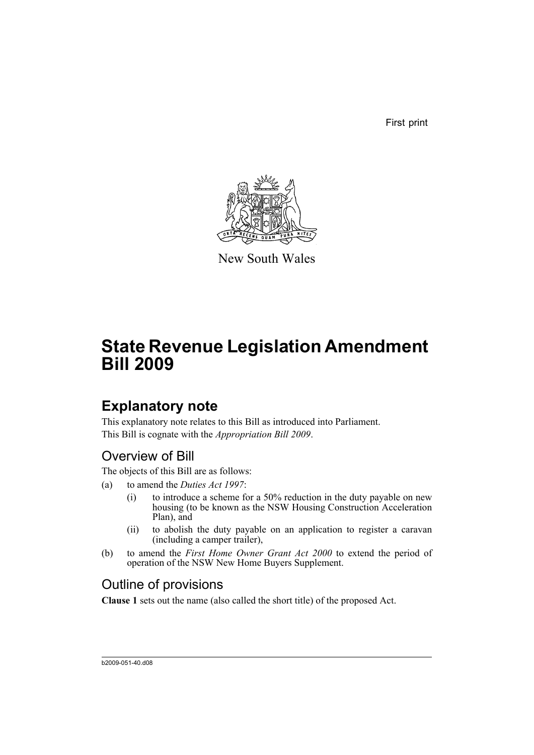First print

New South Wales

# State Revenue Legislation Amendment Bill 2009

## Explanatory note

This explanatory note relates to this Bill as introduced into Parliament.
This Bill is cognate with the *Appropriation Bill 2009*.

### Overview of Bill

The objects of this Bill are as follows:

(a) to amend the *Duties Act 1997*:

 (i) to introduce a scheme for a 50% reduction in the duty payable on new housing (to be known as the NSW Housing Construction Acceleration Plan), and

 (ii) to abolish the duty payable on an application to register a caravan (including a camper trailer),

(b) to amend the *First Home Owner Grant Act 2000* to extend the period of operation of the NSW New Home Buyers Supplement.

### Outline of provisions

**Clause 1** sets out the name (also called the short title) of the proposed Act.

b2009-051-40.d08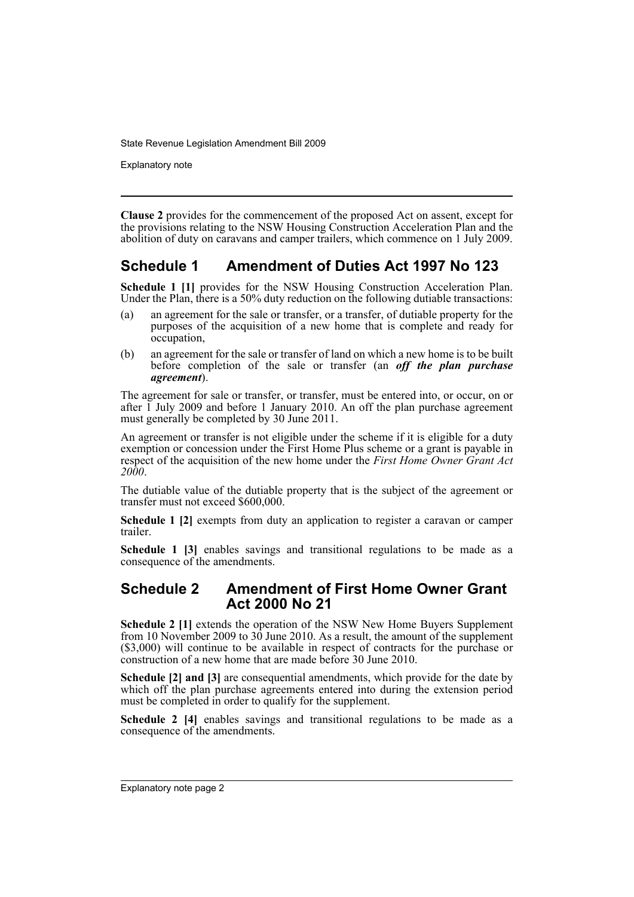**Clause 2** provides for the commencement of the proposed Act on assent, except for the provisions relating to the NSW Housing Construction Acceleration Plan and the abolition of duty on caravans and camper trailers, which commence on 1 July 2009.

## Schedule 1 Amendment of Duties Act 1997 No 123

**Schedule 1 [1]** provides for the NSW Housing Construction Acceleration Plan. Under the Plan, there is a 50% duty reduction on the following dutiable transactions:

(a) an agreement for the sale or transfer, or a transfer, of dutiable property for the purposes of the acquisition of a new home that is complete and ready for occupation,

(b) an agreement for the sale or transfer of land on which a new home is to be built before completion of the sale or transfer (an ***off the plan purchase agreement***).

The agreement for sale or transfer, or transfer, must be entered into, or occur, on or after 1 July 2009 and before 1 January 2010. An off the plan purchase agreement must generally be completed by 30 June 2011.

An agreement or transfer is not eligible under the scheme if it is eligible for a duty exemption or concession under the First Home Plus scheme or a grant is payable in respect of the acquisition of the new home under the *First Home Owner Grant Act 2000*.

The dutiable value of the dutiable property that is the subject of the agreement or transfer must not exceed $600,000.

**Schedule 1 [2]** exempts from duty an application to register a caravan or camper trailer.

**Schedule 1 [3]** enables savings and transitional regulations to be made as a consequence of the amendments.

## Schedule 2 Amendment of First Home Owner Grant Act 2000 No 21

**Schedule 2 [1]** extends the operation of the NSW New Home Buyers Supplement from 10 November 2009 to 30 June 2010. As a result, the amount of the supplement ($3,000) will continue to be available in respect of contracts for the purchase or construction of a new home that are made before 30 June 2010.

**Schedule [2] and [3]** are consequential amendments, which provide for the date by which off the plan purchase agreements entered into during the extension period must be completed in order to qualify for the supplement.

**Schedule 2 [4]** enables savings and transitional regulations to be made as a consequence of the amendments.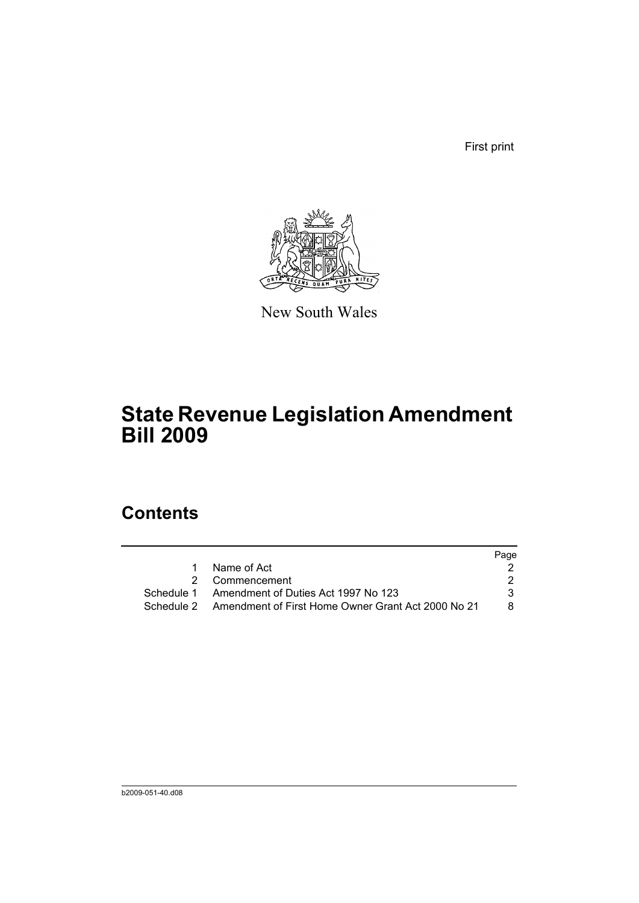First print

New South Wales

# State Revenue Legislation Amendment Bill 2009

## Contents

| | | Page |
|---|---|---|
| 1 | Name of Act | 2 |
| 2 | Commencement | 2 |
| Schedule 1 | Amendment of Duties Act 1997 No 123 | 3 |
| Schedule 2 | Amendment of First Home Owner Grant Act 2000 No 21 | 8 |

b2009-051-40.d08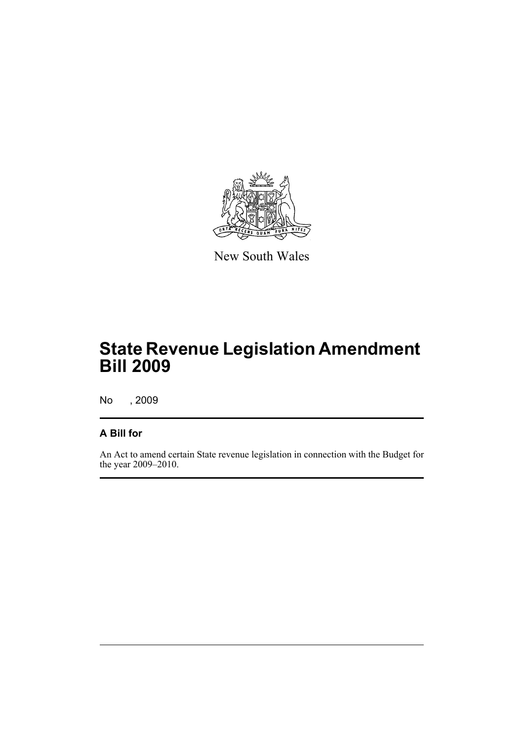New South Wales

# State Revenue Legislation Amendment Bill 2009

No , 2009

## A Bill for

An Act to amend certain State revenue legislation in connection with the Budget for the year 2009–2010.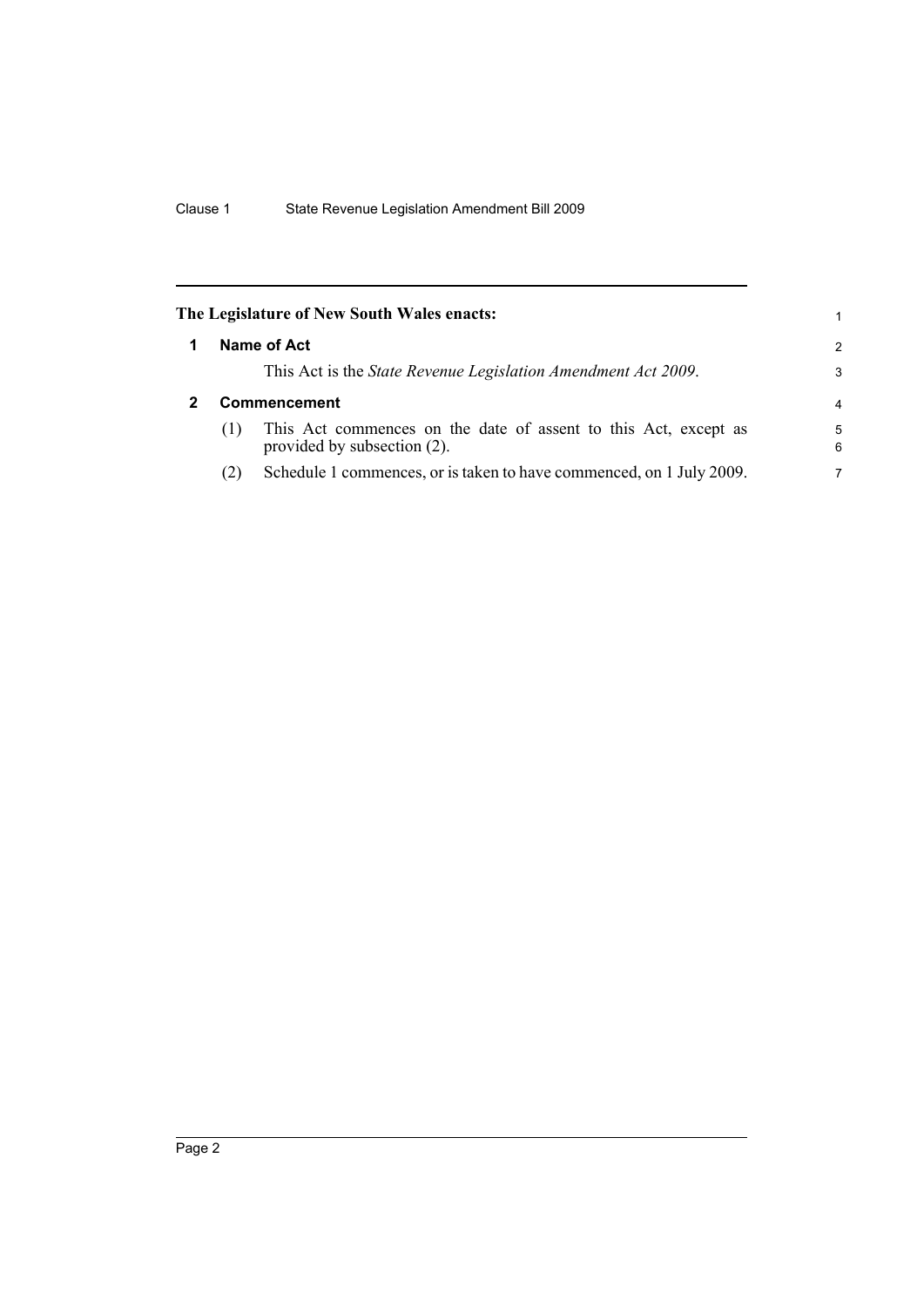**The Legislature of New South Wales enacts:**

## 1 Name of Act

This Act is the *State Revenue Legislation Amendment Act 2009*.

## 2 Commencement

(1) This Act commences on the date of assent to this Act, except as provided by subsection (2).

(2) Schedule 1 commences, or is taken to have commenced, on 1 July 2009.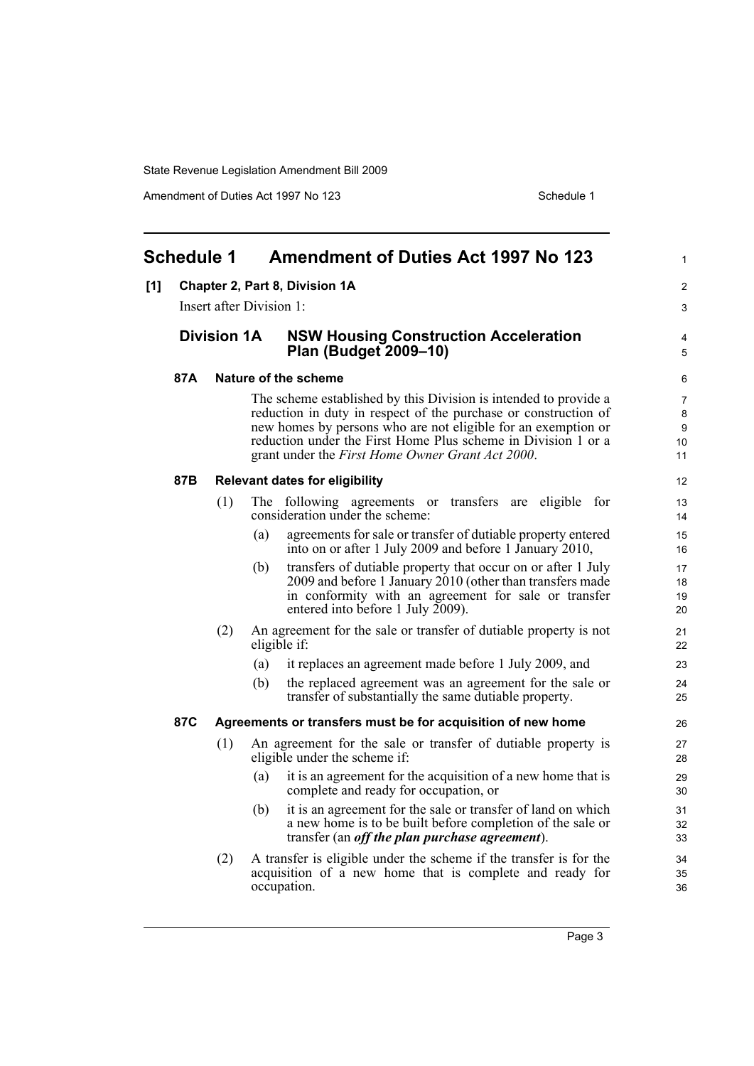# Schedule 1 Amendment of Duties Act 1997 No 123

**[1] Chapter 2, Part 8, Division 1A**

Insert after Division 1:

## Division 1A NSW Housing Construction Acceleration Plan (Budget 2009–10)

### 87A Nature of the scheme

The scheme established by this Division is intended to provide a reduction in duty in respect of the purchase or construction of new homes by persons who are not eligible for an exemption or reduction under the First Home Plus scheme in Division 1 or a grant under the *First Home Owner Grant Act 2000*.

### 87B Relevant dates for eligibility

(1) The following agreements or transfers are eligible for consideration under the scheme:

- (a) agreements for sale or transfer of dutiable property entered into on or after 1 July 2009 and before 1 January 2010,
- (b) transfers of dutiable property that occur on or after 1 July 2009 and before 1 January 2010 (other than transfers made in conformity with an agreement for sale or transfer entered into before 1 July 2009).

(2) An agreement for the sale or transfer of dutiable property is not eligible if:

- (a) it replaces an agreement made before 1 July 2009, and
- (b) the replaced agreement was an agreement for the sale or transfer of substantially the same dutiable property.

### 87C Agreements or transfers must be for acquisition of new home

(1) An agreement for the sale or transfer of dutiable property is eligible under the scheme if:

- (a) it is an agreement for the acquisition of a new home that is complete and ready for occupation, or
- (b) it is an agreement for the sale or transfer of land on which a new home is to be built before completion of the sale or transfer (an ***off the plan purchase agreement***).

(2) A transfer is eligible under the scheme if the transfer is for the acquisition of a new home that is complete and ready for occupation.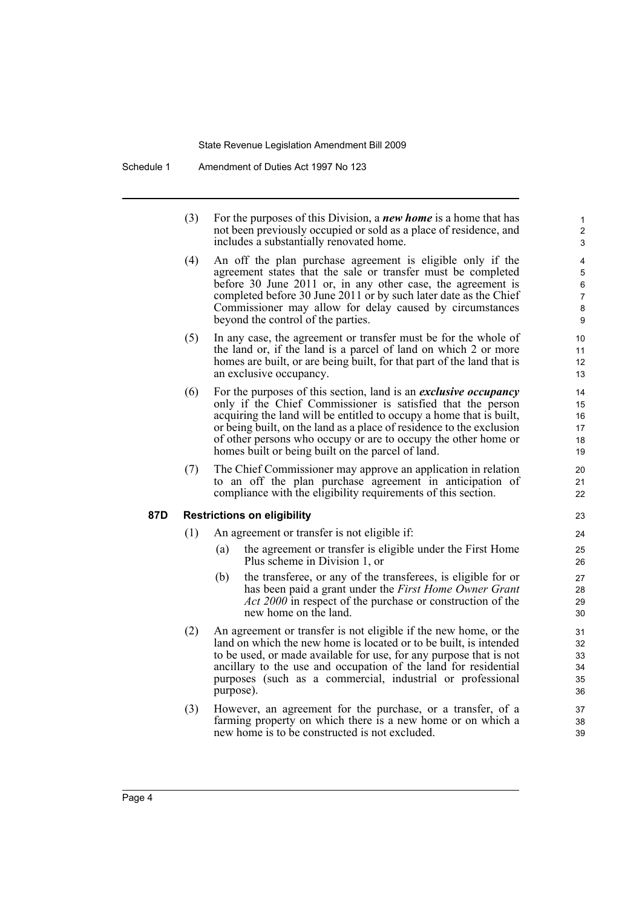(3) For the purposes of this Division, a ***new home*** is a home that has not been previously occupied or sold as a place of residence, and includes a substantially renovated home.

(4) An off the plan purchase agreement is eligible only if the agreement states that the sale or transfer must be completed before 30 June 2011 or, in any other case, the agreement is completed before 30 June 2011 or by such later date as the Chief Commissioner may allow for delay caused by circumstances beyond the control of the parties.

(5) In any case, the agreement or transfer must be for the whole of the land or, if the land is a parcel of land on which 2 or more homes are built, or are being built, for that part of the land that is an exclusive occupancy.

(6) For the purposes of this section, land is an ***exclusive occupancy*** only if the Chief Commissioner is satisfied that the person acquiring the land will be entitled to occupy a home that is built, or being built, on the land as a place of residence to the exclusion of other persons who occupy or are to occupy the other home or homes built or being built on the parcel of land.

(7) The Chief Commissioner may approve an application in relation to an off the plan purchase agreement in anticipation of compliance with the eligibility requirements of this section.

**87D Restrictions on eligibility**

(1) An agreement or transfer is not eligible if:

(a) the agreement or transfer is eligible under the First Home Plus scheme in Division 1, or

(b) the transferee, or any of the transferees, is eligible for or has been paid a grant under the *First Home Owner Grant Act 2000* in respect of the purchase or construction of the new home on the land.

(2) An agreement or transfer is not eligible if the new home, or the land on which the new home is located or to be built, is intended to be used, or made available for use, for any purpose that is not ancillary to the use and occupation of the land for residential purposes (such as a commercial, industrial or professional purpose).

(3) However, an agreement for the purchase, or a transfer, of a farming property on which there is a new home or on which a new home is to be constructed is not excluded.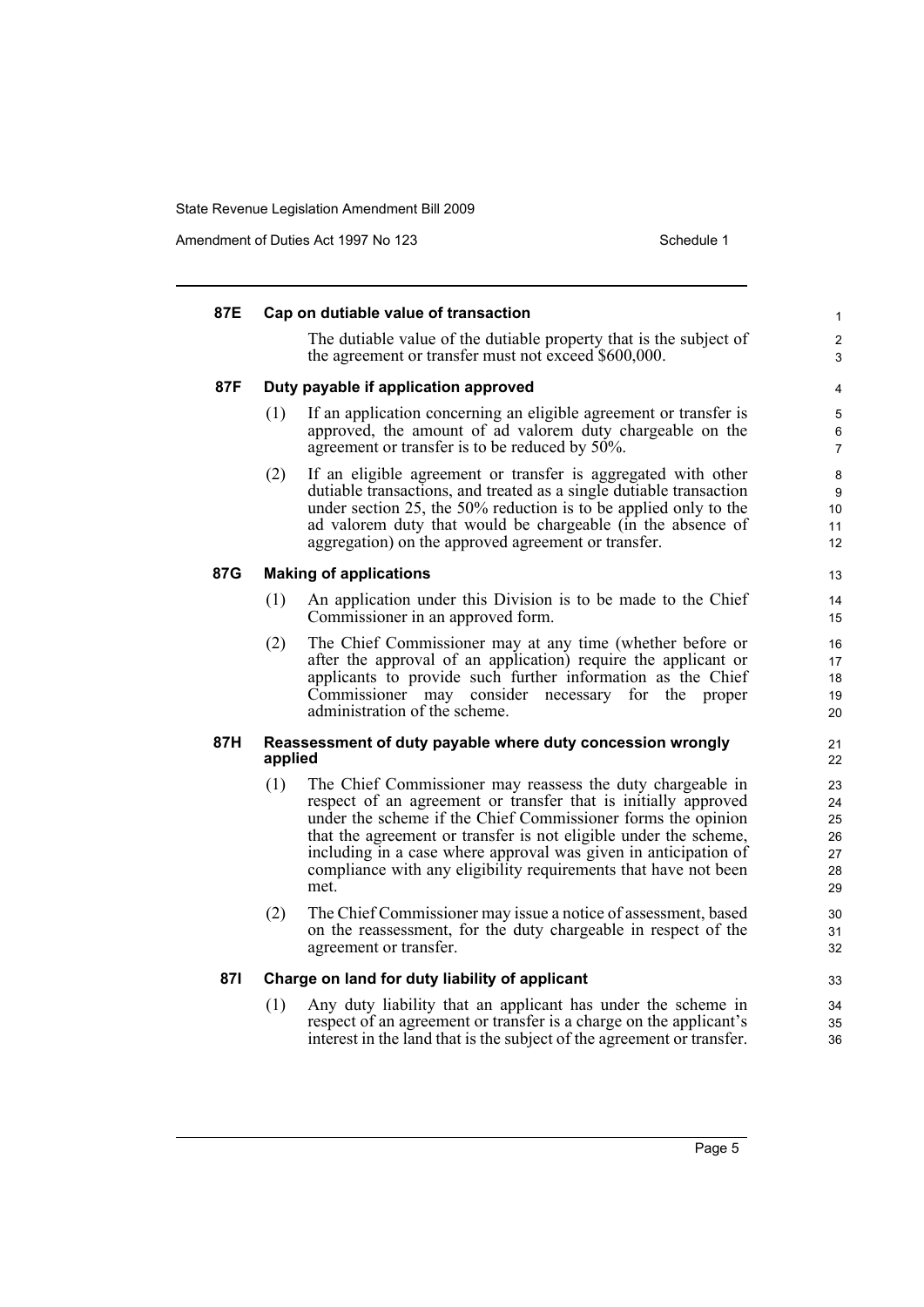#### 87E Cap on dutiable value of transaction

The dutiable value of the dutiable property that is the subject of the agreement or transfer must not exceed $600,000.

#### 87F Duty payable if application approved

(1) If an application concerning an eligible agreement or transfer is approved, the amount of ad valorem duty chargeable on the agreement or transfer is to be reduced by 50%.

(2) If an eligible agreement or transfer is aggregated with other dutiable transactions, and treated as a single dutiable transaction under section 25, the 50% reduction is to be applied only to the ad valorem duty that would be chargeable (in the absence of aggregation) on the approved agreement or transfer.

#### 87G Making of applications

(1) An application under this Division is to be made to the Chief Commissioner in an approved form.

(2) The Chief Commissioner may at any time (whether before or after the approval of an application) require the applicant or applicants to provide such further information as the Chief Commissioner may consider necessary for the proper administration of the scheme.

#### 87H Reassessment of duty payable where duty concession wrongly applied

(1) The Chief Commissioner may reassess the duty chargeable in respect of an agreement or transfer that is initially approved under the scheme if the Chief Commissioner forms the opinion that the agreement or transfer is not eligible under the scheme, including in a case where approval was given in anticipation of compliance with any eligibility requirements that have not been met.

(2) The Chief Commissioner may issue a notice of assessment, based on the reassessment, for the duty chargeable in respect of the agreement or transfer.

#### 87I Charge on land for duty liability of applicant

(1) Any duty liability that an applicant has under the scheme in respect of an agreement or transfer is a charge on the applicant's interest in the land that is the subject of the agreement or transfer.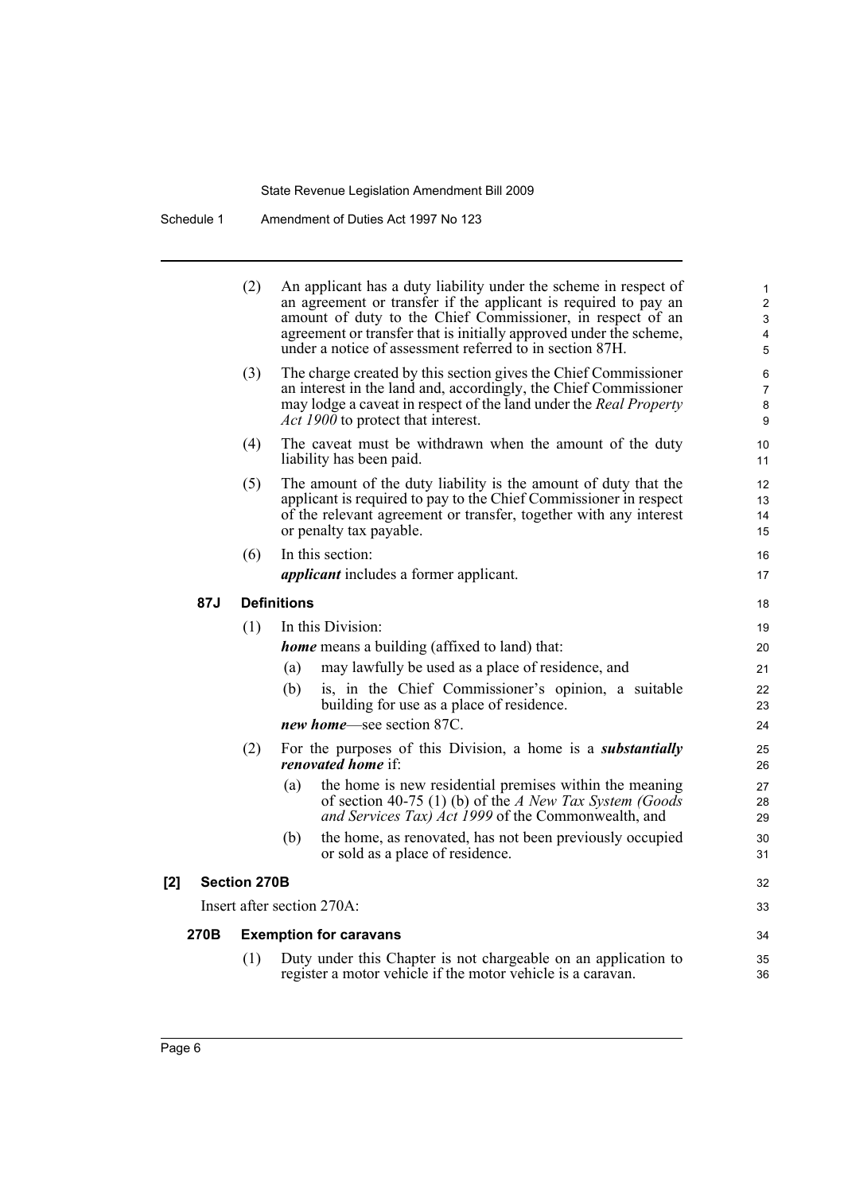(2) An applicant has a duty liability under the scheme in respect of an agreement or transfer if the applicant is required to pay an amount of duty to the Chief Commissioner, in respect of an agreement or transfer that is initially approved under the scheme, under a notice of assessment referred to in section 87H.

(3) The charge created by this section gives the Chief Commissioner an interest in the land and, accordingly, the Chief Commissioner may lodge a caveat in respect of the land under the *Real Property Act 1900* to protect that interest.

(4) The caveat must be withdrawn when the amount of the duty liability has been paid.

(5) The amount of the duty liability is the amount of duty that the applicant is required to pay to the Chief Commissioner in respect of the relevant agreement or transfer, together with any interest or penalty tax payable.

(6) In this section:

***applicant*** includes a former applicant.

**87J Definitions**

(1) In this Division:

***home*** means a building (affixed to land) that:

(a) may lawfully be used as a place of residence, and

(b) is, in the Chief Commissioner's opinion, a suitable building for use as a place of residence.

***new home***—see section 87C.

(2) For the purposes of this Division, a home is a ***substantially renovated home*** if:

(a) the home is new residential premises within the meaning of section 40-75 (1) (b) of the *A New Tax System (Goods and Services Tax) Act 1999* of the Commonwealth, and

(b) the home, as renovated, has not been previously occupied or sold as a place of residence.

**[2] Section 270B**

Insert after section 270A:

**270B Exemption for caravans**

(1) Duty under this Chapter is not chargeable on an application to register a motor vehicle if the motor vehicle is a caravan.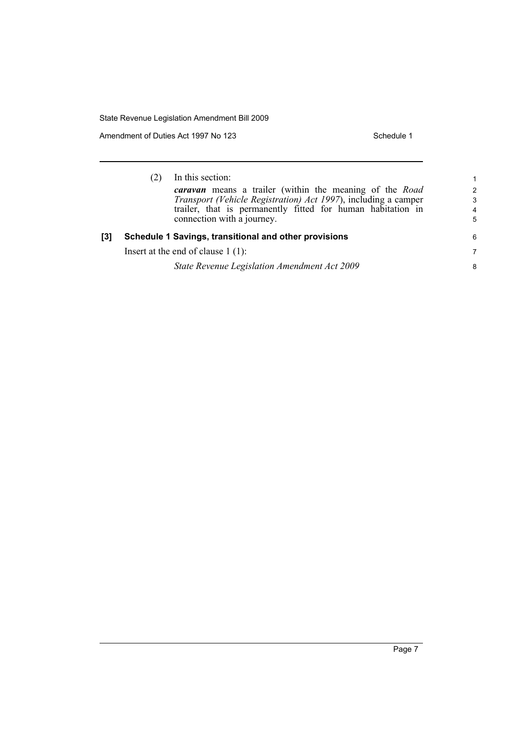(2) In this section:

***caravan*** means a trailer (within the meaning of the *Road Transport (Vehicle Registration) Act 1997*), including a camper trailer, that is permanently fitted for human habitation in connection with a journey.

**[3] Schedule 1 Savings, transitional and other provisions**

Insert at the end of clause 1 (1):

*State Revenue Legislation Amendment Act 2009*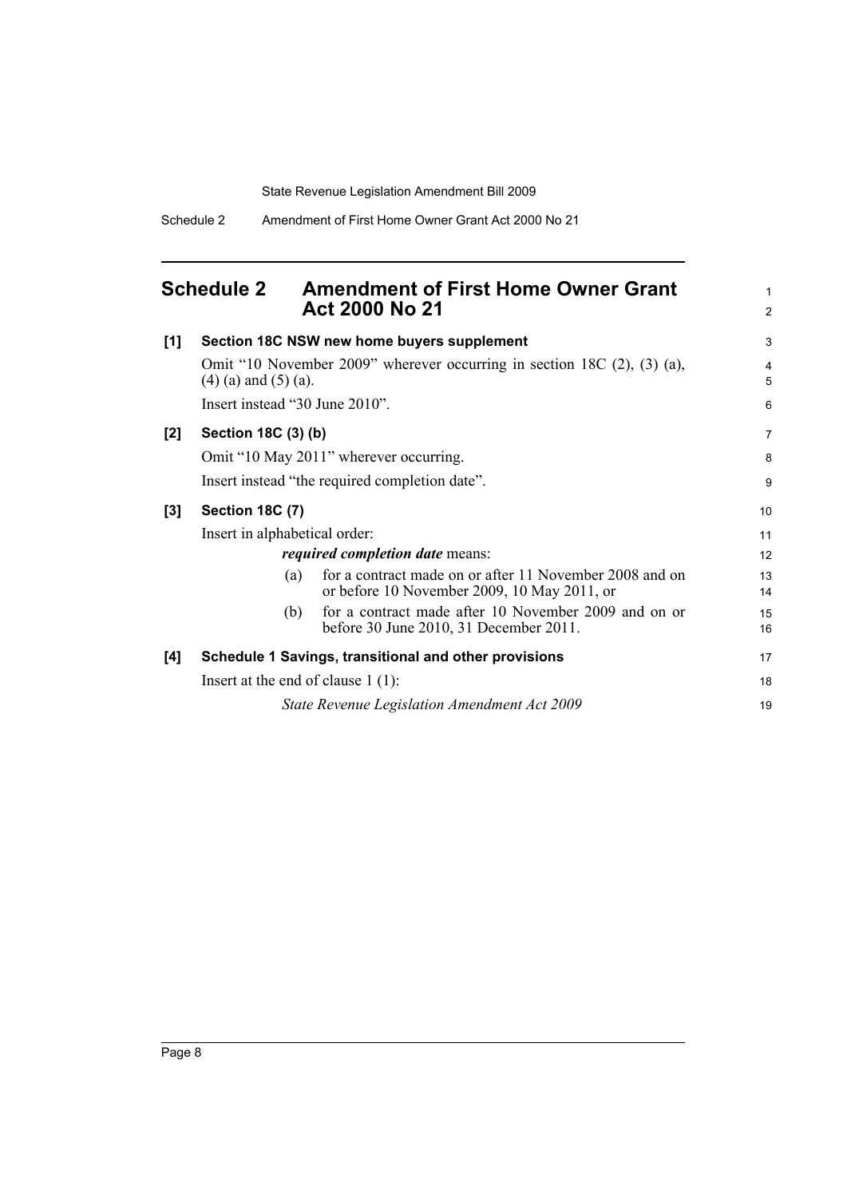## Schedule 2 Amendment of First Home Owner Grant Act 2000 No 21

**[1] Section 18C NSW new home buyers supplement**

Omit "10 November 2009" wherever occurring in section 18C (2), (3) (a), (4) (a) and (5) (a).

Insert instead "30 June 2010".

**[2] Section 18C (3) (b)**

Omit "10 May 2011" wherever occurring.

Insert instead "the required completion date".

**[3] Section 18C (7)**

Insert in alphabetical order:

***required completion date*** means:

(a) for a contract made on or after 11 November 2008 and on or before 10 November 2009, 10 May 2011, or

(b) for a contract made after 10 November 2009 and on or before 30 June 2010, 31 December 2011.

**[4] Schedule 1 Savings, transitional and other provisions**

Insert at the end of clause 1 (1):

*State Revenue Legislation Amendment Act 2009*